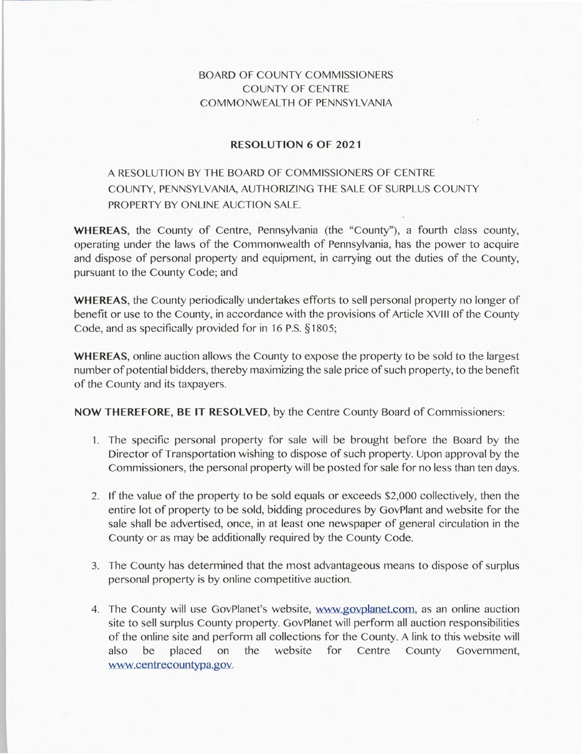BOARD OF COUNTY COMMISSIONERS
COUNTY OF CENTRE
COMMONWEALTH OF PENNSYLVANIA

## RESOLUTION 6 OF 2021

A RESOLUTION BY THE BOARD OF COMMISSIONERS OF CENTRE COUNTY, PENNSYLVANIA, AUTHORIZING THE SALE OF SURPLUS COUNTY PROPERTY BY ONLINE AUCTION SALE.

**WHEREAS**, the County of Centre, Pennsylvania (the "County"), a fourth class county, operating under the laws of the Commonwealth of Pennsylvania, has the power to acquire and dispose of personal property and equipment, in carrying out the duties of the County, pursuant to the County Code; and

**WHEREAS**, the County periodically undertakes efforts to sell personal property no longer of benefit or use to the County, in accordance with the provisions of Article XVIII of the County Code, and as specifically provided for in 16 P.S. §1805;

**WHEREAS**, online auction allows the County to expose the property to be sold to the largest number of potential bidders, thereby maximizing the sale price of such property, to the benefit of the County and its taxpayers.

**NOW THEREFORE, BE IT RESOLVED**, by the Centre County Board of Commissioners:

1. The specific personal property for sale will be brought before the Board by the Director of Transportation wishing to dispose of such property. Upon approval by the Commissioners, the personal property will be posted for sale for no less than ten days.
2. If the value of the property to be sold equals or exceeds $2,000 collectively, then the entire lot of property to be sold, bidding procedures by GovPlant and website for the sale shall be advertised, once, in at least one newspaper of general circulation in the County or as may be additionally required by the County Code.
3. The County has determined that the most advantageous means to dispose of surplus personal property is by online competitive auction.
4. The County will use GovPlanet's website, www.govplanet.com, as an online auction site to sell surplus County property. GovPlanet will perform all auction responsibilities of the online site and perform all collections for the County. A link to this website will also be placed on the website for Centre County Government, www.centrecountypa.gov.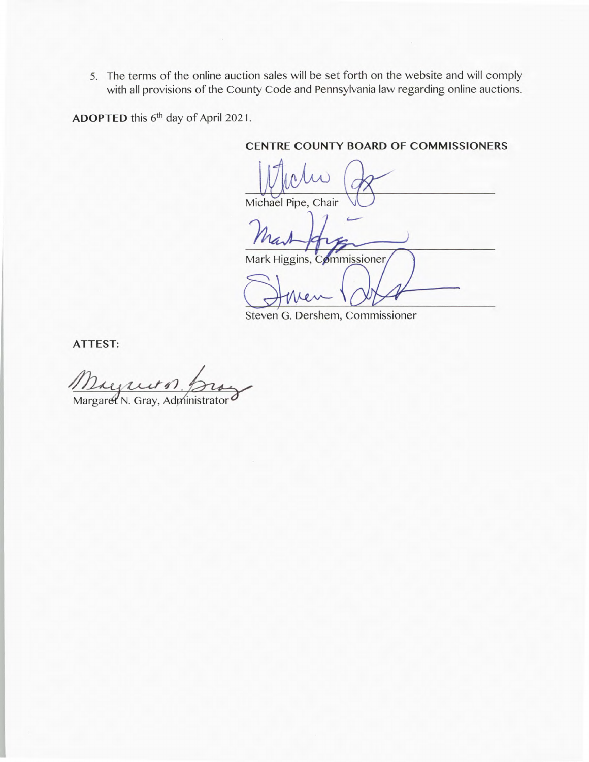5. The terms of the online auction sales will be set forth on the website and will comply with all provisions of the County Code and Pennsylvania law regarding online auctions.

**ADOPTED** this 6th day of April 2021.

**CENTRE COUNTY BOARD OF COMMISSIONERS**

Michael Pipe, Chair

Mark Higgins, Commissioner

Steven G. Dershem, Commissioner

**ATTEST:**

Margaret N. Gray, Administrator